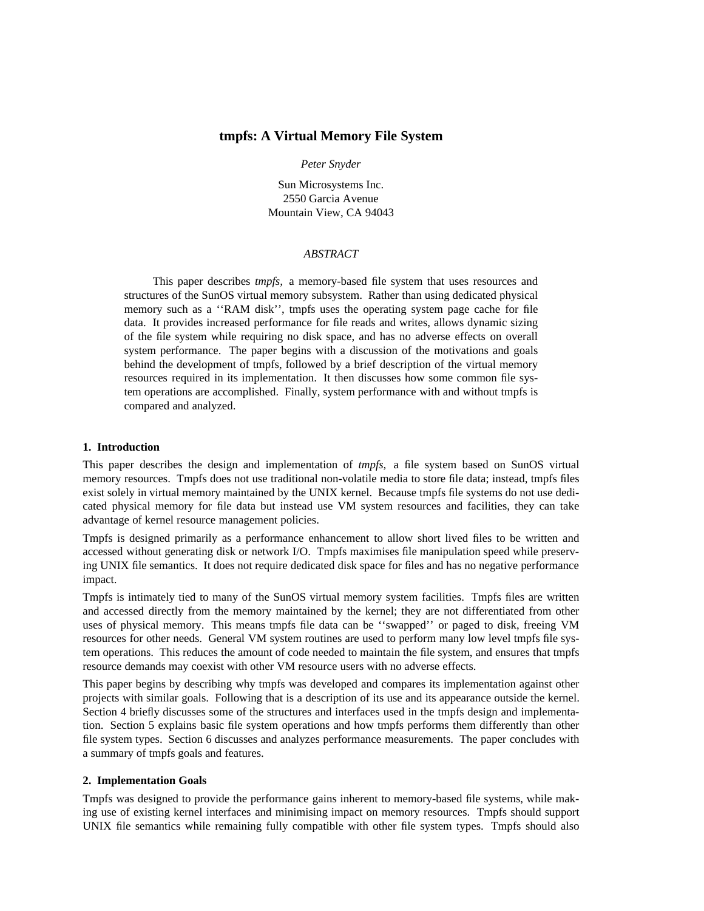# tmpfs: A Virtual Memory File System

*Peter Snyder*

Sun Microsystems Inc.
2550 Garcia Avenue
Mountain View, CA 94043

*ABSTRACT*

This paper describes *tmpfs,* a memory-based file system that uses resources and structures of the SunOS virtual memory subsystem. Rather than using dedicated physical memory such as a ''RAM disk'', tmpfs uses the operating system page cache for file data. It provides increased performance for file reads and writes, allows dynamic sizing of the file system while requiring no disk space, and has no adverse effects on overall system performance. The paper begins with a discussion of the motivations and goals behind the development of tmpfs, followed by a brief description of the virtual memory resources required in its implementation. It then discusses how some common file system operations are accomplished. Finally, system performance with and without tmpfs is compared and analyzed.

## 1. Introduction

This paper describes the design and implementation of *tmpfs,* a file system based on SunOS virtual memory resources. Tmpfs does not use traditional non-volatile media to store file data; instead, tmpfs files exist solely in virtual memory maintained by the UNIX kernel. Because tmpfs file systems do not use dedicated physical memory for file data but instead use VM system resources and facilities, they can take advantage of kernel resource management policies.

Tmpfs is designed primarily as a performance enhancement to allow short lived files to be written and accessed without generating disk or network I/O. Tmpfs maximises file manipulation speed while preserving UNIX file semantics. It does not require dedicated disk space for files and has no negative performance impact.

Tmpfs is intimately tied to many of the SunOS virtual memory system facilities. Tmpfs files are written and accessed directly from the memory maintained by the kernel; they are not differentiated from other uses of physical memory. This means tmpfs file data can be ''swapped'' or paged to disk, freeing VM resources for other needs. General VM system routines are used to perform many low level tmpfs file system operations. This reduces the amount of code needed to maintain the file system, and ensures that tmpfs resource demands may coexist with other VM resource users with no adverse effects.

This paper begins by describing why tmpfs was developed and compares its implementation against other projects with similar goals. Following that is a description of its use and its appearance outside the kernel. Section 4 briefly discusses some of the structures and interfaces used in the tmpfs design and implementation. Section 5 explains basic file system operations and how tmpfs performs them differently than other file system types. Section 6 discusses and analyzes performance measurements. The paper concludes with a summary of tmpfs goals and features.

## 2. Implementation Goals

Tmpfs was designed to provide the performance gains inherent to memory-based file systems, while making use of existing kernel interfaces and minimising impact on memory resources. Tmpfs should support UNIX file semantics while remaining fully compatible with other file system types. Tmpfs should also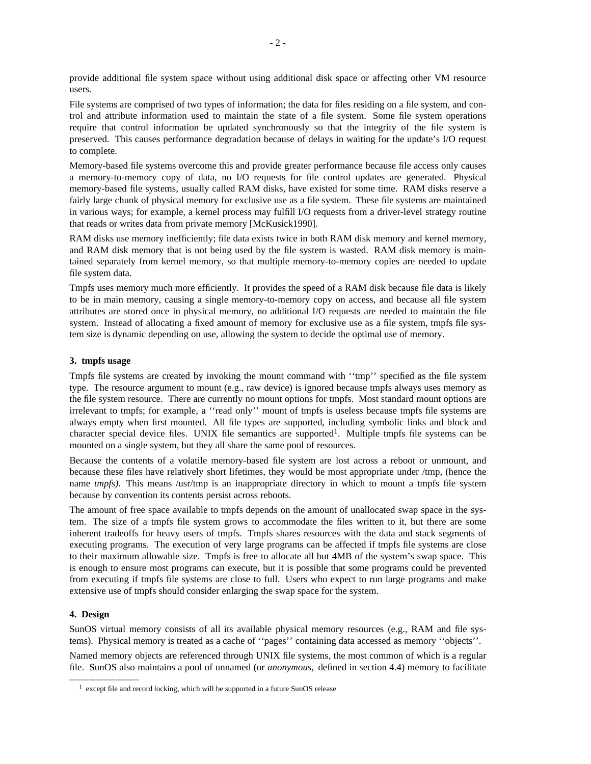provide additional file system space without using additional disk space or affecting other VM resource users.

File systems are comprised of two types of information; the data for files residing on a file system, and control and attribute information used to maintain the state of a file system. Some file system operations require that control information be updated synchronously so that the integrity of the file system is preserved. This causes performance degradation because of delays in waiting for the update's I/O request to complete.

Memory-based file systems overcome this and provide greater performance because file access only causes a memory-to-memory copy of data, no I/O requests for file control updates are generated. Physical memory-based file systems, usually called RAM disks, have existed for some time. RAM disks reserve a fairly large chunk of physical memory for exclusive use as a file system. These file systems are maintained in various ways; for example, a kernel process may fulfill I/O requests from a driver-level strategy routine that reads or writes data from private memory [McKusick1990].

RAM disks use memory inefficiently; file data exists twice in both RAM disk memory and kernel memory, and RAM disk memory that is not being used by the file system is wasted. RAM disk memory is maintained separately from kernel memory, so that multiple memory-to-memory copies are needed to update file system data.

Tmpfs uses memory much more efficiently. It provides the speed of a RAM disk because file data is likely to be in main memory, causing a single memory-to-memory copy on access, and because all file system attributes are stored once in physical memory, no additional I/O requests are needed to maintain the file system. Instead of allocating a fixed amount of memory for exclusive use as a file system, tmpfs file system size is dynamic depending on use, allowing the system to decide the optimal use of memory.

## 3. tmpfs usage

Tmpfs file systems are created by invoking the mount command with ''tmp'' specified as the file system type. The resource argument to mount (e.g., raw device) is ignored because tmpfs always uses memory as the file system resource. There are currently no mount options for tmpfs. Most standard mount options are irrelevant to tmpfs; for example, a ''read only'' mount of tmpfs is useless because tmpfs file systems are always empty when first mounted. All file types are supported, including symbolic links and block and character special device files. UNIX file semantics are supported[1]. Multiple tmpfs file systems can be mounted on a single system, but they all share the same pool of resources.

Because the contents of a volatile memory-based file system are lost across a reboot or unmount, and because these files have relatively short lifetimes, they would be most appropriate under /tmp, (hence the name *tmpfs).* This means /usr/tmp is an inappropriate directory in which to mount a tmpfs file system because by convention its contents persist across reboots.

The amount of free space available to tmpfs depends on the amount of unallocated swap space in the system. The size of a tmpfs file system grows to accommodate the files written to it, but there are some inherent tradeoffs for heavy users of tmpfs. Tmpfs shares resources with the data and stack segments of executing programs. The execution of very large programs can be affected if tmpfs file systems are close to their maximum allowable size. Tmpfs is free to allocate all but 4MB of the system's swap space. This is enough to ensure most programs can execute, but it is possible that some programs could be prevented from executing if tmpfs file systems are close to full. Users who expect to run large programs and make extensive use of tmpfs should consider enlarging the swap space for the system.

## 4. Design

SunOS virtual memory consists of all its available physical memory resources (e.g., RAM and file systems). Physical memory is treated as a cache of ''pages'' containing data accessed as memory ''objects''.

Named memory objects are referenced through UNIX file systems, the most common of which is a regular file. SunOS also maintains a pool of unnamed (or *anonymous*, defined in section 4.4) memory to facilitate

[1] except file and record locking, which will be supported in a future SunOS release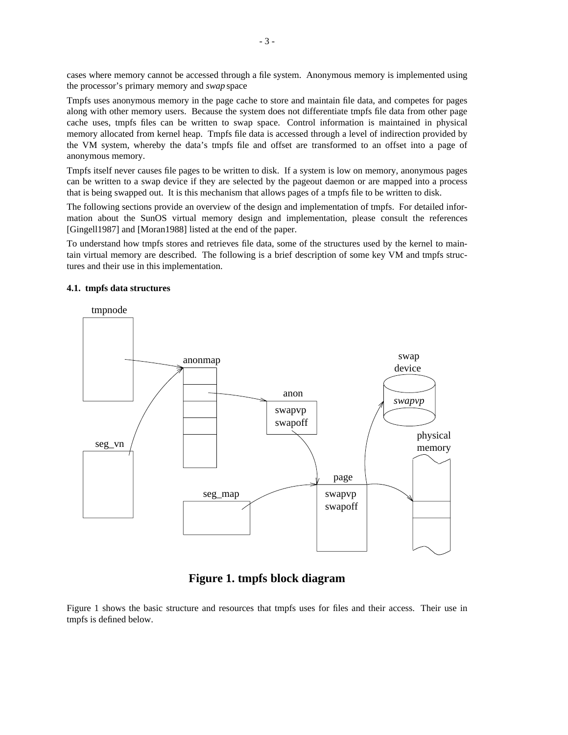cases where memory cannot be accessed through a file system. Anonymous memory is implemented using the processor's primary memory and *swap* space

Tmpfs uses anonymous memory in the page cache to store and maintain file data, and competes for pages along with other memory users. Because the system does not differentiate tmpfs file data from other page cache uses, tmpfs files can be written to swap space. Control information is maintained in physical memory allocated from kernel heap. Tmpfs file data is accessed through a level of indirection provided by the VM system, whereby the data's tmpfs file and offset are transformed to an offset into a page of anonymous memory.

Tmpfs itself never causes file pages to be written to disk. If a system is low on memory, anonymous pages can be written to a swap device if they are selected by the pageout daemon or are mapped into a process that is being swapped out. It is this mechanism that allows pages of a tmpfs file to be written to disk.

The following sections provide an overview of the design and implementation of tmpfs. For detailed information about the SunOS virtual memory design and implementation, please consult the references [Gingell1987] and [Moran1988] listed at the end of the paper.

To understand how tmpfs stores and retrieves file data, some of the structures used by the kernel to maintain virtual memory are described. The following is a brief description of some key VM and tmpfs structures and their use in this implementation.

### 4.1. tmpfs data structures

**Figure 1. tmpfs block diagram**

Figure 1 shows the basic structure and resources that tmpfs uses for files and their access. Their use in tmpfs is defined below.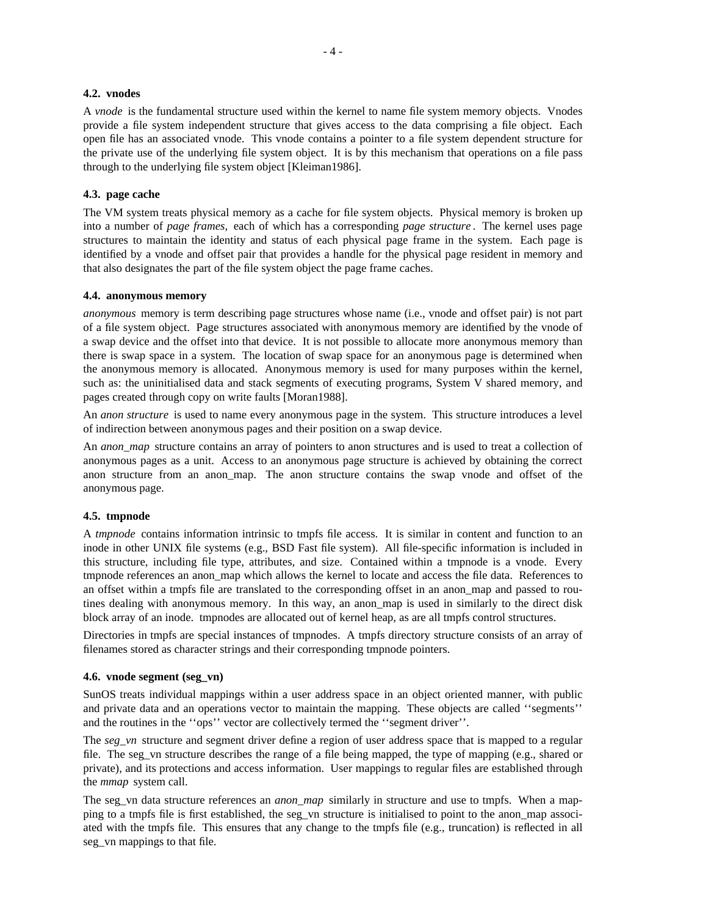### 4.2. vnodes

A *vnode* is the fundamental structure used within the kernel to name file system memory objects. Vnodes provide a file system independent structure that gives access to the data comprising a file object. Each open file has an associated vnode. This vnode contains a pointer to a file system dependent structure for the private use of the underlying file system object. It is by this mechanism that operations on a file pass through to the underlying file system object [Kleiman1986].

### 4.3. page cache

The VM system treats physical memory as a cache for file system objects. Physical memory is broken up into a number of *page frames,* each of which has a corresponding *page structure*. The kernel uses page structures to maintain the identity and status of each physical page frame in the system. Each page is identified by a vnode and offset pair that provides a handle for the physical page resident in memory and that also designates the part of the file system object the page frame caches.

### 4.4. anonymous memory

*anonymous* memory is term describing page structures whose name (i.e., vnode and offset pair) is not part of a file system object. Page structures associated with anonymous memory are identified by the vnode of a swap device and the offset into that device. It is not possible to allocate more anonymous memory than there is swap space in a system. The location of swap space for an anonymous page is determined when the anonymous memory is allocated. Anonymous memory is used for many purposes within the kernel, such as: the uninitialised data and stack segments of executing programs, System V shared memory, and pages created through copy on write faults [Moran1988].

An *anon structure* is used to name every anonymous page in the system. This structure introduces a level of indirection between anonymous pages and their position on a swap device.

An *anon_map* structure contains an array of pointers to anon structures and is used to treat a collection of anonymous pages as a unit. Access to an anonymous page structure is achieved by obtaining the correct anon structure from an anon_map. The anon structure contains the swap vnode and offset of the anonymous page.

### 4.5. tmpnode

A *tmpnode* contains information intrinsic to tmpfs file access. It is similar in content and function to an inode in other UNIX file systems (e.g., BSD Fast file system). All file-specific information is included in this structure, including file type, attributes, and size. Contained within a tmpnode is a vnode. Every tmpnode references an anon_map which allows the kernel to locate and access the file data. References to an offset within a tmpfs file are translated to the corresponding offset in an anon_map and passed to routines dealing with anonymous memory. In this way, an anon_map is used in similarly to the direct disk block array of an inode. tmpnodes are allocated out of kernel heap, as are all tmpfs control structures.

Directories in tmpfs are special instances of tmpnodes. A tmpfs directory structure consists of an array of filenames stored as character strings and their corresponding tmpnode pointers.

### 4.6. vnode segment (seg_vn)

SunOS treats individual mappings within a user address space in an object oriented manner, with public and private data and an operations vector to maintain the mapping. These objects are called ''segments'' and the routines in the ''ops'' vector are collectively termed the ''segment driver''.

The *seg_vn* structure and segment driver define a region of user address space that is mapped to a regular file. The seg_vn structure describes the range of a file being mapped, the type of mapping (e.g., shared or private), and its protections and access information. User mappings to regular files are established through the *mmap* system call.

The seg_vn data structure references an *anon_map* similarly in structure and use to tmpfs. When a mapping to a tmpfs file is first established, the seg_vn structure is initialised to point to the anon_map associated with the tmpfs file. This ensures that any change to the tmpfs file (e.g., truncation) is reflected in all seg_vn mappings to that file.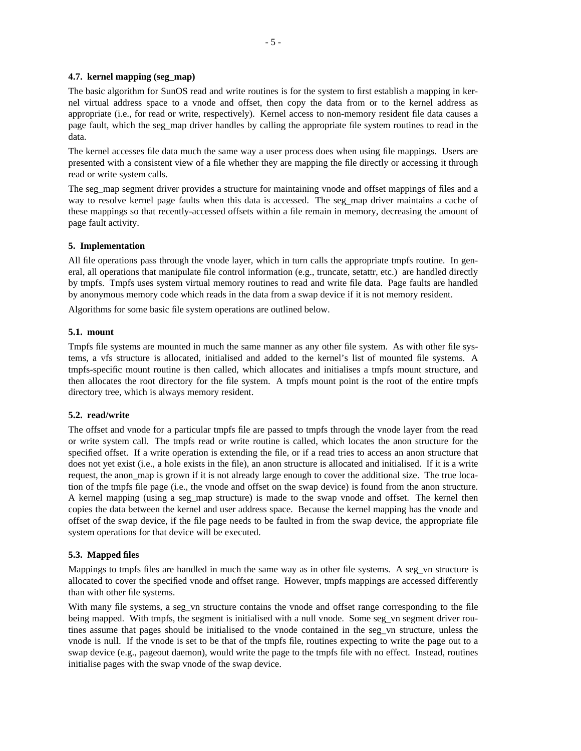### 4.7. kernel mapping (seg_map)

The basic algorithm for SunOS read and write routines is for the system to first establish a mapping in kernel virtual address space to a vnode and offset, then copy the data from or to the kernel address as appropriate (i.e., for read or write, respectively). Kernel access to non-memory resident file data causes a page fault, which the seg_map driver handles by calling the appropriate file system routines to read in the data.

The kernel accesses file data much the same way a user process does when using file mappings. Users are presented with a consistent view of a file whether they are mapping the file directly or accessing it through read or write system calls.

The seg_map segment driver provides a structure for maintaining vnode and offset mappings of files and a way to resolve kernel page faults when this data is accessed. The seg_map driver maintains a cache of these mappings so that recently-accessed offsets within a file remain in memory, decreasing the amount of page fault activity.

## 5. Implementation

All file operations pass through the vnode layer, which in turn calls the appropriate tmpfs routine. In general, all operations that manipulate file control information (e.g., truncate, setattr, etc.) are handled directly by tmpfs. Tmpfs uses system virtual memory routines to read and write file data. Page faults are handled by anonymous memory code which reads in the data from a swap device if it is not memory resident.

Algorithms for some basic file system operations are outlined below.

### 5.1. mount

Tmpfs file systems are mounted in much the same manner as any other file system. As with other file systems, a vfs structure is allocated, initialised and added to the kernel's list of mounted file systems. A tmpfs-specific mount routine is then called, which allocates and initialises a tmpfs mount structure, and then allocates the root directory for the file system. A tmpfs mount point is the root of the entire tmpfs directory tree, which is always memory resident.

### 5.2. read/write

The offset and vnode for a particular tmpfs file are passed to tmpfs through the vnode layer from the read or write system call. The tmpfs read or write routine is called, which locates the anon structure for the specified offset. If a write operation is extending the file, or if a read tries to access an anon structure that does not yet exist (i.e., a hole exists in the file), an anon structure is allocated and initialised. If it is a write request, the anon_map is grown if it is not already large enough to cover the additional size. The true location of the tmpfs file page (i.e., the vnode and offset on the swap device) is found from the anon structure. A kernel mapping (using a seg_map structure) is made to the swap vnode and offset. The kernel then copies the data between the kernel and user address space. Because the kernel mapping has the vnode and offset of the swap device, if the file page needs to be faulted in from the swap device, the appropriate file system operations for that device will be executed.

### 5.3. Mapped files

Mappings to tmpfs files are handled in much the same way as in other file systems. A seg_vn structure is allocated to cover the specified vnode and offset range. However, tmpfs mappings are accessed differently than with other file systems.

With many file systems, a seg_vn structure contains the vnode and offset range corresponding to the file being mapped. With tmpfs, the segment is initialised with a null vnode. Some seg_vn segment driver routines assume that pages should be initialised to the vnode contained in the seg_vn structure, unless the vnode is null. If the vnode is set to be that of the tmpfs file, routines expecting to write the page out to a swap device (e.g., pageout daemon), would write the page to the tmpfs file with no effect. Instead, routines initialise pages with the swap vnode of the swap device.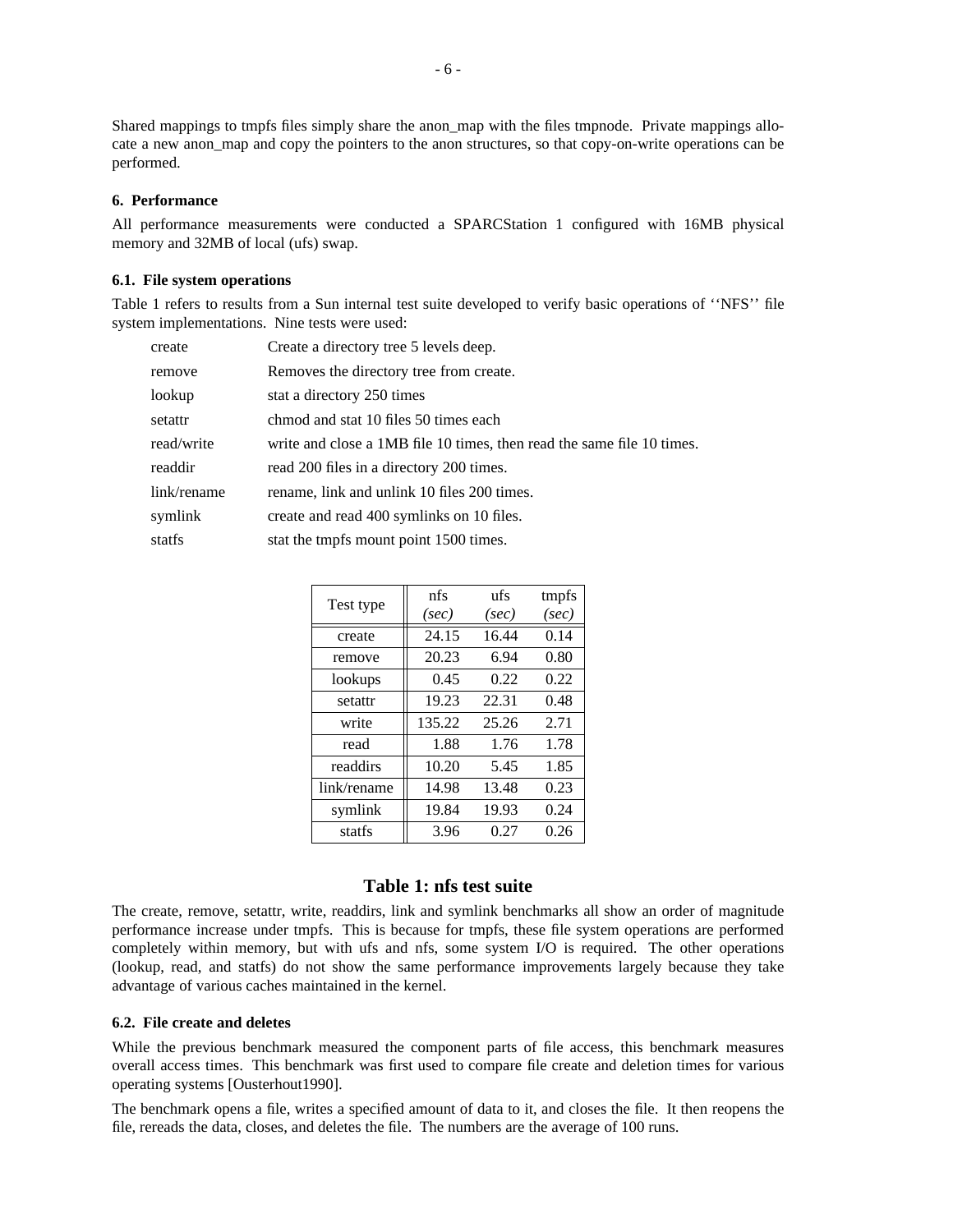Shared mappings to tmpfs files simply share the anon_map with the files tmpnode. Private mappings allocate a new anon_map and copy the pointers to the anon structures, so that copy-on-write operations can be performed.

## 6. Performance

All performance measurements were conducted a SPARCStation 1 configured with 16MB physical memory and 32MB of local (ufs) swap.

### 6.1. File system operations

Table 1 refers to results from a Sun internal test suite developed to verify basic operations of ''NFS'' file system implementations. Nine tests were used:

| | |
|---|---|
| create | Create a directory tree 5 levels deep. |
| remove | Removes the directory tree from create. |
| lookup | stat a directory 250 times |
| setattr | chmod and stat 10 files 50 times each |
| read/write | write and close a 1MB file 10 times, then read the same file 10 times. |
| readdir | read 200 files in a directory 200 times. |
| link/rename | rename, link and unlink 10 files 200 times. |
| symlink | create and read 400 symlinks on 10 files. |
| statfs | stat the tmpfs mount point 1500 times. |

| Test type | nfs *(sec)* | ufs *(sec)* | tmpfs *(sec)* |
|---|---|---|---|
| create | 24.15 | 16.44 | 0.14 |
| remove | 20.23 | 6.94 | 0.80 |
| lookups | 0.45 | 0.22 | 0.22 |
| setattr | 19.23 | 22.31 | 0.48 |
| write | 135.22 | 25.26 | 2.71 |
| read | 1.88 | 1.76 | 1.78 |
| readdirs | 10.20 | 5.45 | 1.85 |
| link/rename | 14.98 | 13.48 | 0.23 |
| symlink | 19.84 | 19.93 | 0.24 |
| statfs | 3.96 | 0.27 | 0.26 |

**Table 1: nfs test suite**

The create, remove, setattr, write, readdirs, link and symlink benchmarks all show an order of magnitude performance increase under tmpfs. This is because for tmpfs, these file system operations are performed completely within memory, but with ufs and nfs, some system I/O is required. The other operations (lookup, read, and statfs) do not show the same performance improvements largely because they take advantage of various caches maintained in the kernel.

### 6.2. File create and deletes

While the previous benchmark measured the component parts of file access, this benchmark measures overall access times. This benchmark was first used to compare file create and deletion times for various operating systems [Ousterhout1990].

The benchmark opens a file, writes a specified amount of data to it, and closes the file. It then reopens the file, rereads the data, closes, and deletes the file. The numbers are the average of 100 runs.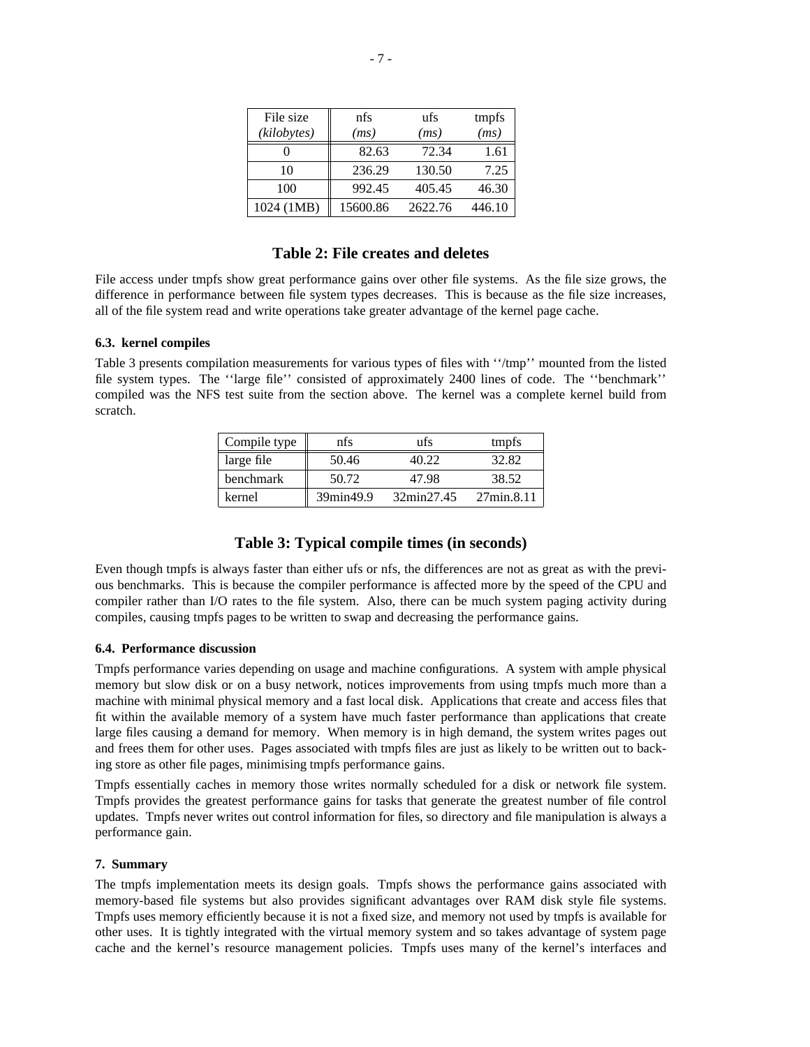| File size *(kilobytes)* | nfs *(ms)* | ufs *(ms)* | tmpfs *(ms)* |
|---|---|---|---|
| 0 | 82.63 | 72.34 | 1.61 |
| 10 | 236.29 | 130.50 | 7.25 |
| 100 | 992.45 | 405.45 | 46.30 |
| 1024 (1MB) | 15600.86 | 2622.76 | 446.10 |

**Table 2: File creates and deletes**

File access under tmpfs show great performance gains over other file systems. As the file size grows, the difference in performance between file system types decreases. This is because as the file size increases, all of the file system read and write operations take greater advantage of the kernel page cache.

#### 6.3. kernel compiles

Table 3 presents compilation measurements for various types of files with ''/tmp'' mounted from the listed file system types. The ''large file'' consisted of approximately 2400 lines of code. The ''benchmark'' compiled was the NFS test suite from the section above. The kernel was a complete kernel build from scratch.

| Compile type | nfs | ufs | tmpfs |
|---|---|---|---|
| large file | 50.46 | 40.22 | 32.82 |
| benchmark | 50.72 | 47.98 | 38.52 |
| kernel | 39min49.9 | 32min27.45 | 27min.8.11 |

**Table 3: Typical compile times (in seconds)**

Even though tmpfs is always faster than either ufs or nfs, the differences are not as great as with the previous benchmarks. This is because the compiler performance is affected more by the speed of the CPU and compiler rather than I/O rates to the file system. Also, there can be much system paging activity during compiles, causing tmpfs pages to be written to swap and decreasing the performance gains.

#### 6.4. Performance discussion

Tmpfs performance varies depending on usage and machine configurations. A system with ample physical memory but slow disk or on a busy network, notices improvements from using tmpfs much more than a machine with minimal physical memory and a fast local disk. Applications that create and access files that fit within the available memory of a system have much faster performance than applications that create large files causing a demand for memory. When memory is in high demand, the system writes pages out and frees them for other uses. Pages associated with tmpfs files are just as likely to be written out to backing store as other file pages, minimising tmpfs performance gains.

Tmpfs essentially caches in memory those writes normally scheduled for a disk or network file system. Tmpfs provides the greatest performance gains for tasks that generate the greatest number of file control updates. Tmpfs never writes out control information for files, so directory and file manipulation is always a performance gain.

#### 7. Summary

The tmpfs implementation meets its design goals. Tmpfs shows the performance gains associated with memory-based file systems but also provides significant advantages over RAM disk style file systems. Tmpfs uses memory efficiently because it is not a fixed size, and memory not used by tmpfs is available for other uses. It is tightly integrated with the virtual memory system and so takes advantage of system page cache and the kernel's resource management policies. Tmpfs uses many of the kernel's interfaces and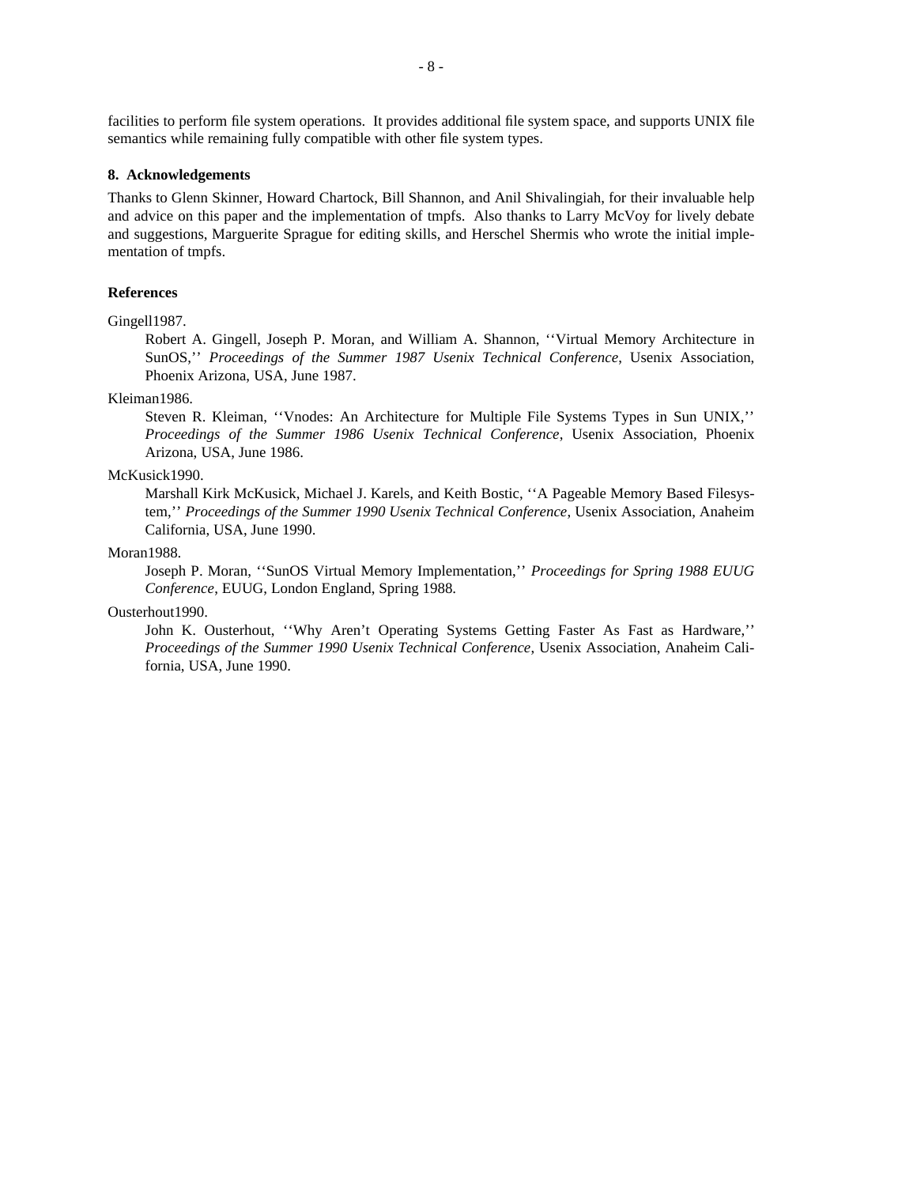facilities to perform file system operations. It provides additional file system space, and supports UNIX file semantics while remaining fully compatible with other file system types.

## 8. Acknowledgements

Thanks to Glenn Skinner, Howard Chartock, Bill Shannon, and Anil Shivalingiah, for their invaluable help and advice on this paper and the implementation of tmpfs. Also thanks to Larry McVoy for lively debate and suggestions, Marguerite Sprague for editing skills, and Herschel Shermis who wrote the initial implementation of tmpfs.

## References

Gingell1987.
: Robert A. Gingell, Joseph P. Moran, and William A. Shannon, ''Virtual Memory Architecture in SunOS,'' *Proceedings of the Summer 1987 Usenix Technical Conference*, Usenix Association, Phoenix Arizona, USA, June 1987.

Kleiman1986.
: Steven R. Kleiman, ''Vnodes: An Architecture for Multiple File Systems Types in Sun UNIX,'' *Proceedings of the Summer 1986 Usenix Technical Conference*, Usenix Association, Phoenix Arizona, USA, June 1986.

McKusick1990.
: Marshall Kirk McKusick, Michael J. Karels, and Keith Bostic, ''A Pageable Memory Based Filesystem,'' *Proceedings of the Summer 1990 Usenix Technical Conference*, Usenix Association, Anaheim California, USA, June 1990.

Moran1988.
: Joseph P. Moran, ''SunOS Virtual Memory Implementation,'' *Proceedings for Spring 1988 EUUG Conference*, EUUG, London England, Spring 1988.

Ousterhout1990.
: John K. Ousterhout, ''Why Aren't Operating Systems Getting Faster As Fast as Hardware,'' *Proceedings of the Summer 1990 Usenix Technical Conference*, Usenix Association, Anaheim California, USA, June 1990.